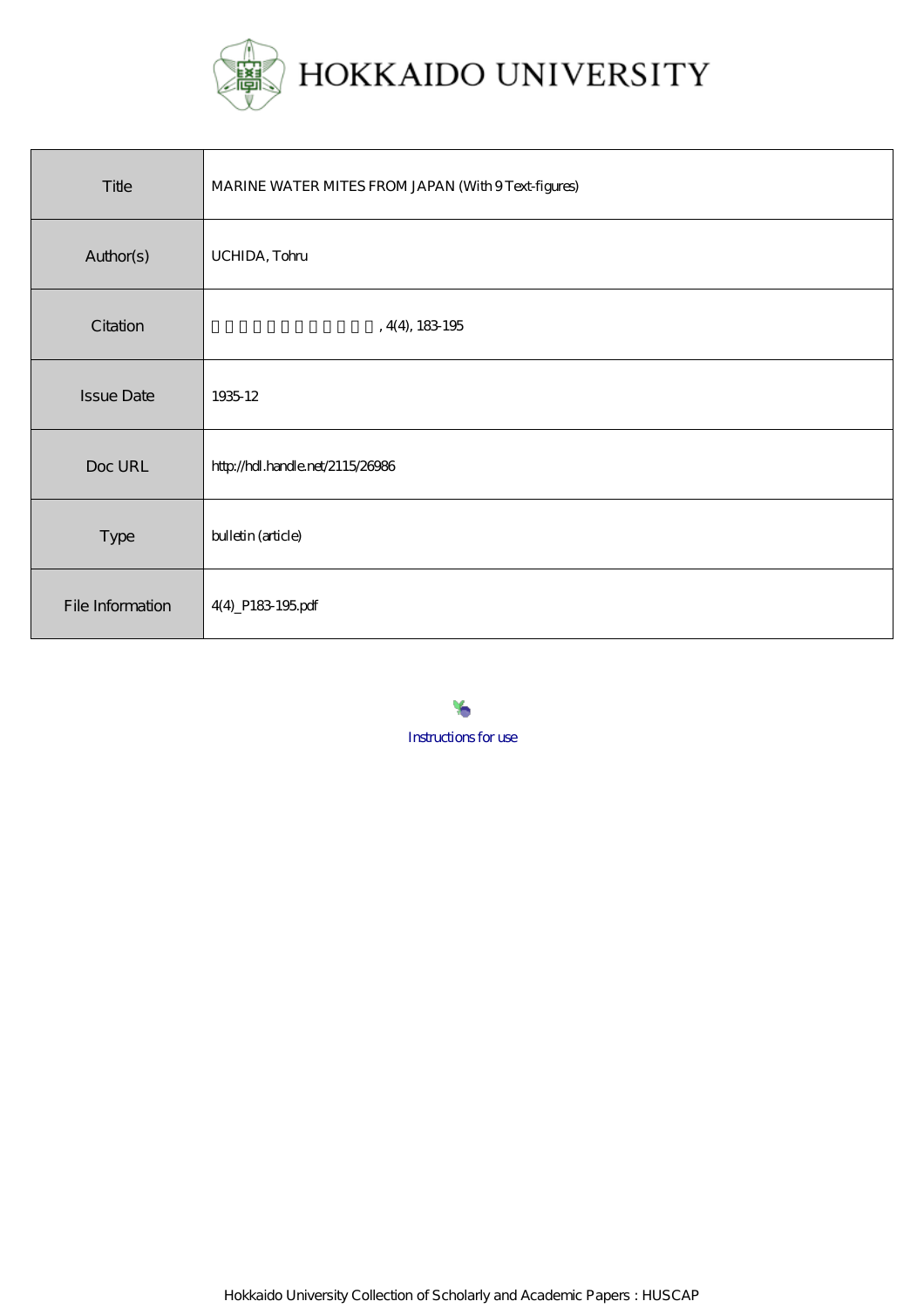HOKKAIDO UNIVERSITY

| | |
|---|---|
| Title | MARINE WATER MITES FROM JAPAN (With 9 Text-figures) |
| Author(s) | UCHIDA, Tohru |
| Citation | 北海道帝國大學理學部紀要, 4(4), 183-195 |
| Issue Date | 1935-12 |
| Doc URL | http://hdl.handle.net/2115/26986 |
| Type | bulletin (article) |
| File Information | 4(4)_P183-195.pdf |

Instructions for use

Hokkaido University Collection of Scholarly and Academic Papers : HUSCAP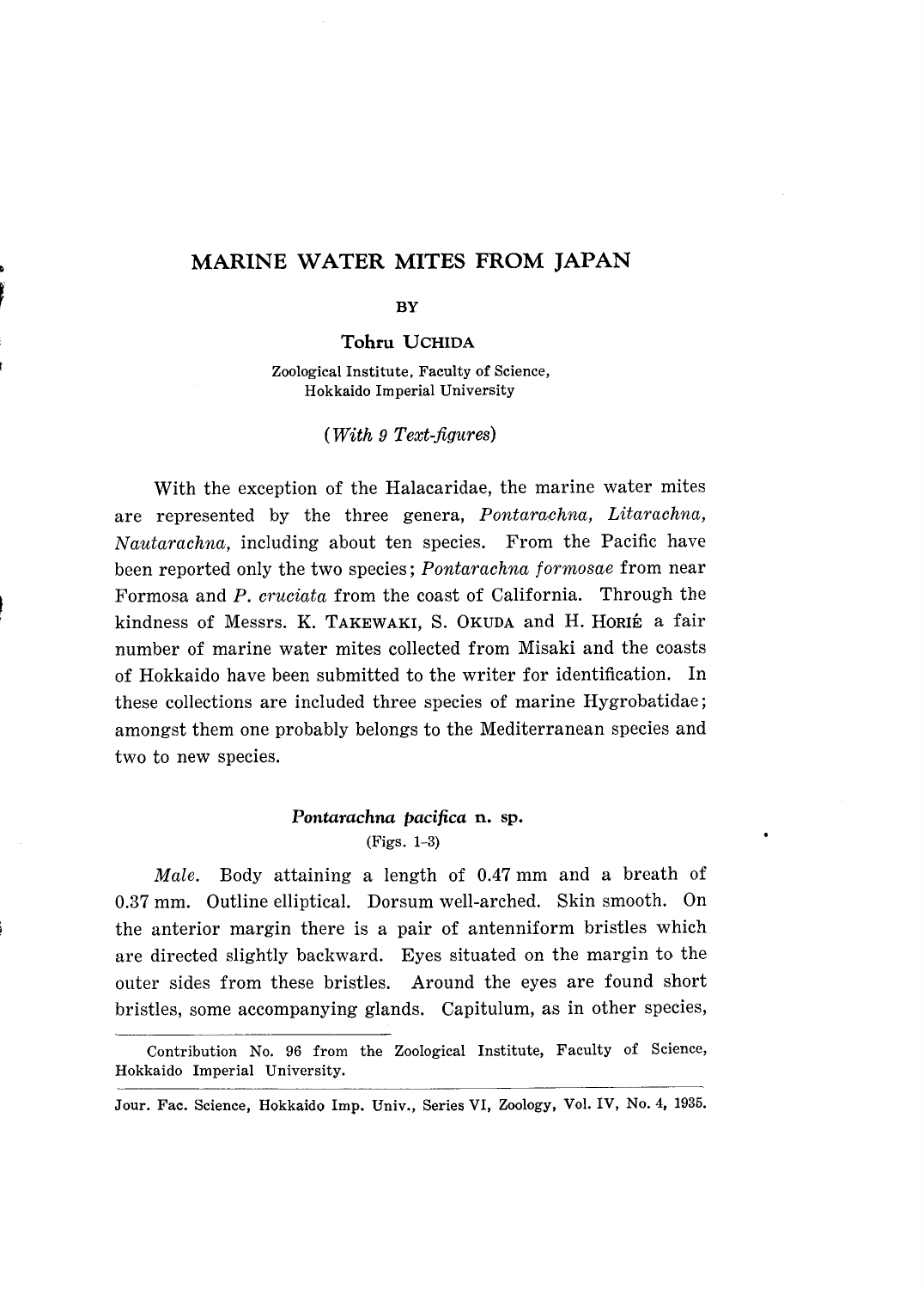# MARINE WATER MITES FROM JAPAN

BY

**Tohru UCHIDA**

Zoological Institute, Faculty of Science,
Hokkaido Imperial University

(*With 9 Text-figures*)

With the exception of the Halacaridae, the marine water mites are represented by the three genera, *Pontarachna, Litarachna, Nautarachna*, including about ten species. From the Pacific have been reported only the two species; *Pontarachna formosae* from near Formosa and *P. cruciata* from the coast of California. Through the kindness of Messrs. K. TAKEWAKI, S. OKUDA and H. HORIÉ a fair number of marine water mites collected from Misaki and the coasts of Hokkaido have been submitted to the writer for identification. In these collections are included three species of marine Hygrobatidae; amongst them one probably belongs to the Mediterranean species and two to new species.

### *Pontarachna pacifica* n. sp.

(Figs. 1–3)

*Male*. Body attaining a length of 0.47 mm and a breath of 0.37 mm. Outline elliptical. Dorsum well-arched. Skin smooth. On the anterior margin there is a pair of antenniform bristles which are directed slightly backward. Eyes situated on the margin to the outer sides from these bristles. Around the eyes are found short bristles, some accompanying glands. Capitulum, as in other species,

---

Contribution No. 96 from the Zoological Institute, Faculty of Science, Hokkaido Imperial University.

Jour. Fac. Science, Hokkaido Imp. Univ., Series VI, Zoology, Vol. IV, No. 4, 1935.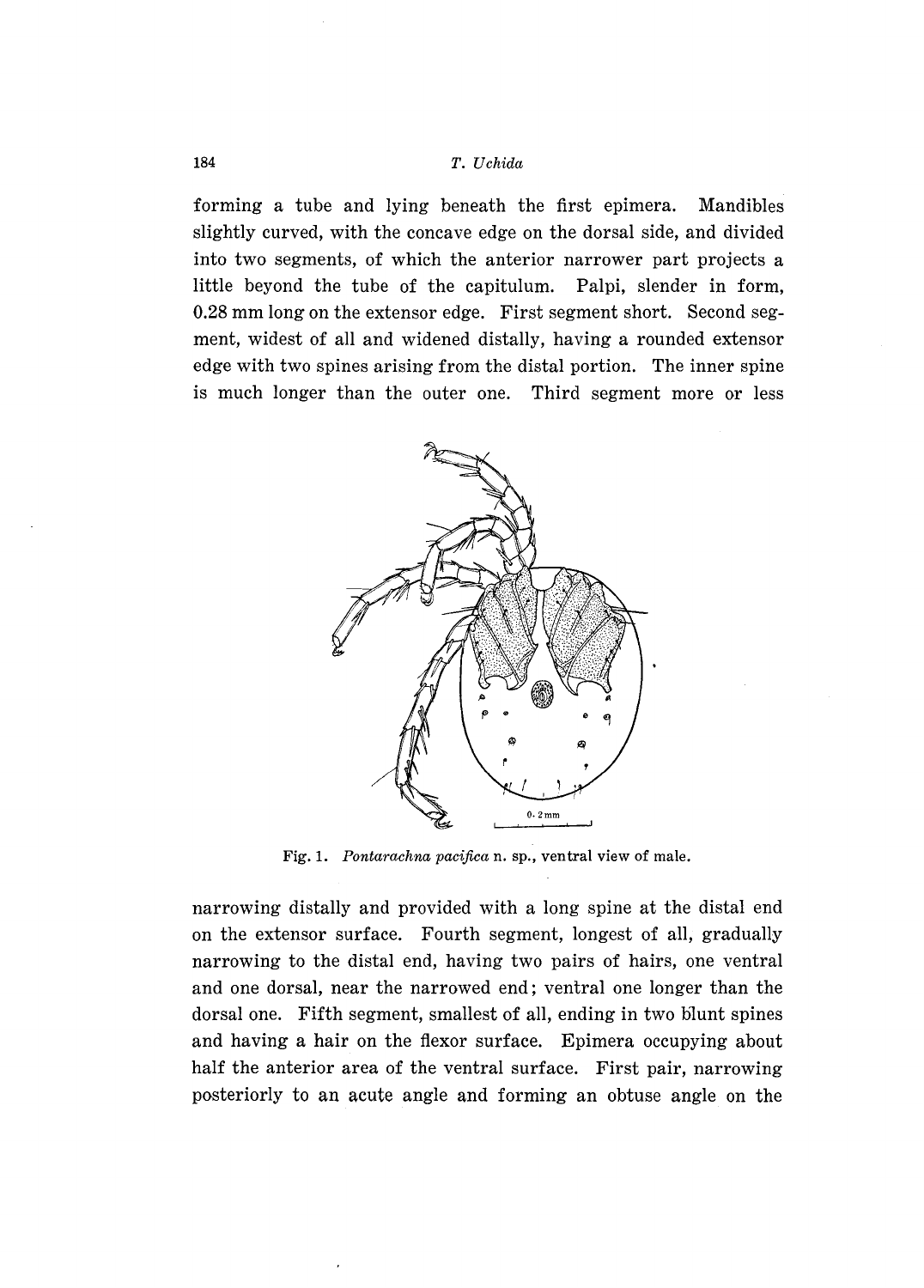forming a tube and lying beneath the first epimera. Mandibles slightly curved, with the concave edge on the dorsal side, and divided into two segments, of which the anterior narrower part projects a little beyond the tube of the capitulum. Palpi, slender in form, 0.28 mm long on the extensor edge. First segment short. Second segment, widest of all and widened distally, having a rounded extensor edge with two spines arising from the distal portion. The inner spine is much longer than the outer one. Third segment more or less

0.2mm

Fig. 1. *Pontarachna pacifica* n. sp., ventral view of male.

narrowing distally and provided with a long spine at the distal end on the extensor surface. Fourth segment, longest of all, gradually narrowing to the distal end, having two pairs of hairs, one ventral and one dorsal, near the narrowed end; ventral one longer than the dorsal one. Fifth segment, smallest of all, ending in two blunt spines and having a hair on the flexor surface. Epimera occupying about half the anterior area of the ventral surface. First pair, narrowing posteriorly to an acute angle and forming an obtuse angle on the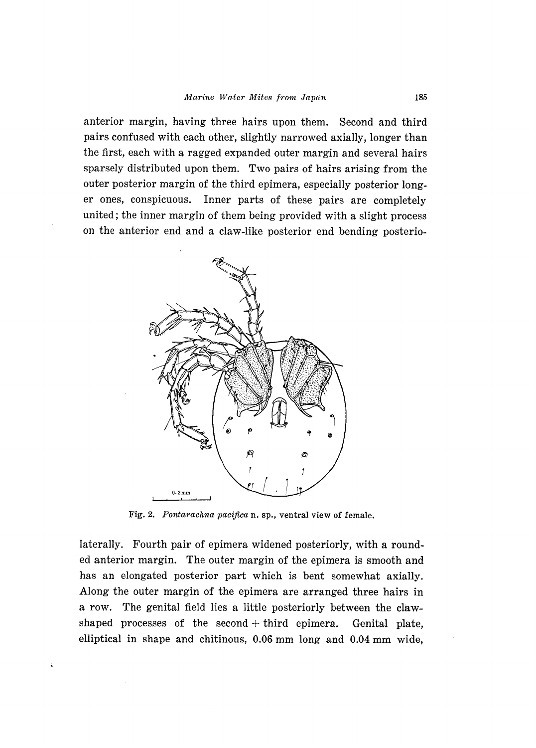anterior margin, having three hairs upon them. Second and third pairs confused with each other, slightly narrowed axially, longer than the first, each with a ragged expanded outer margin and several hairs sparsely distributed upon them. Two pairs of hairs arising from the outer posterior margin of the third epimera, especially posterior longer ones, conspicuous. Inner parts of these pairs are completely united; the inner margin of them being provided with a slight process on the anterior end and a claw-like posterior end bending posterio-

0.2mm

Fig. 2. *Pontarachna pacifica* n. sp., ventral view of female.

laterally. Fourth pair of epimera widened posteriorly, with a rounded anterior margin. The outer margin of the epimera is smooth and has an elongated posterior part which is bent somewhat axially. Along the outer margin of the epimera are arranged three hairs in a row. The genital field lies a little posteriorly between the claw-shaped processes of the second + third epimera. Genital plate, elliptical in shape and chitinous, 0.06 mm long and 0.04 mm wide,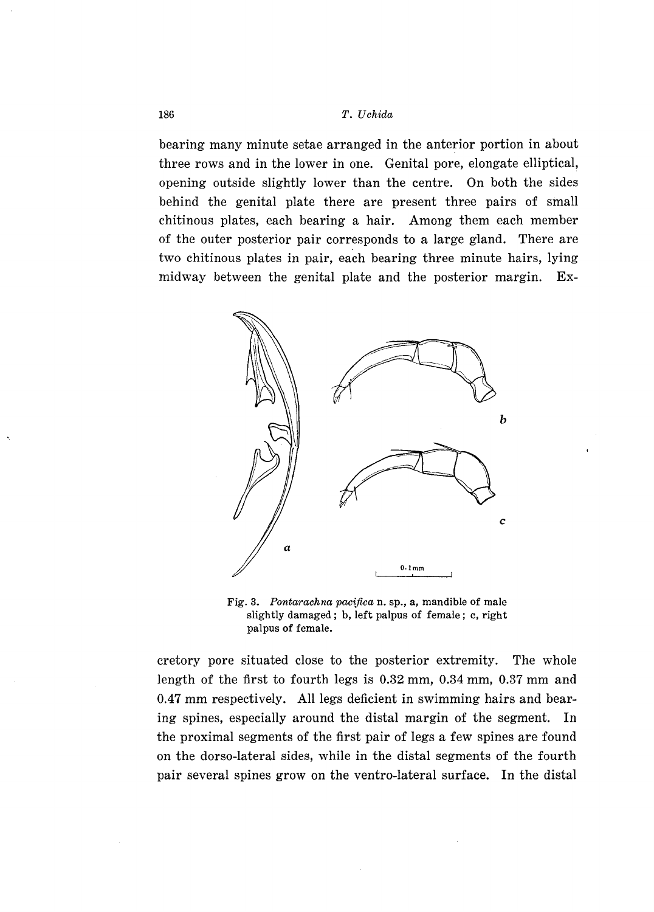bearing many minute setae arranged in the anterior portion in about three rows and in the lower in one. Genital pore, elongate elliptical, opening outside slightly lower than the centre. On both the sides behind the genital plate there are present three pairs of small chitinous plates, each bearing a hair. Among them each member of the outer posterior pair corresponds to a large gland. There are two chitinous plates in pair, each bearing three minute hairs, lying midway between the genital plate and the posterior margin. Ex-

a

b

c

0.1mm

Fig. 3. *Pontarachna pacifica* n. sp., a, mandible of male slightly damaged; b, left palpus of female; c, right palpus of female.

cretory pore situated close to the posterior extremity. The whole length of the first to fourth legs is 0.32 mm, 0.34 mm, 0.37 mm and 0.47 mm respectively. All legs deficient in swimming hairs and bearing spines, especially around the distal margin of the segment. In the proximal segments of the first pair of legs a few spines are found on the dorso-lateral sides, while in the distal segments of the fourth pair several spines grow on the ventro-lateral surface. In the distal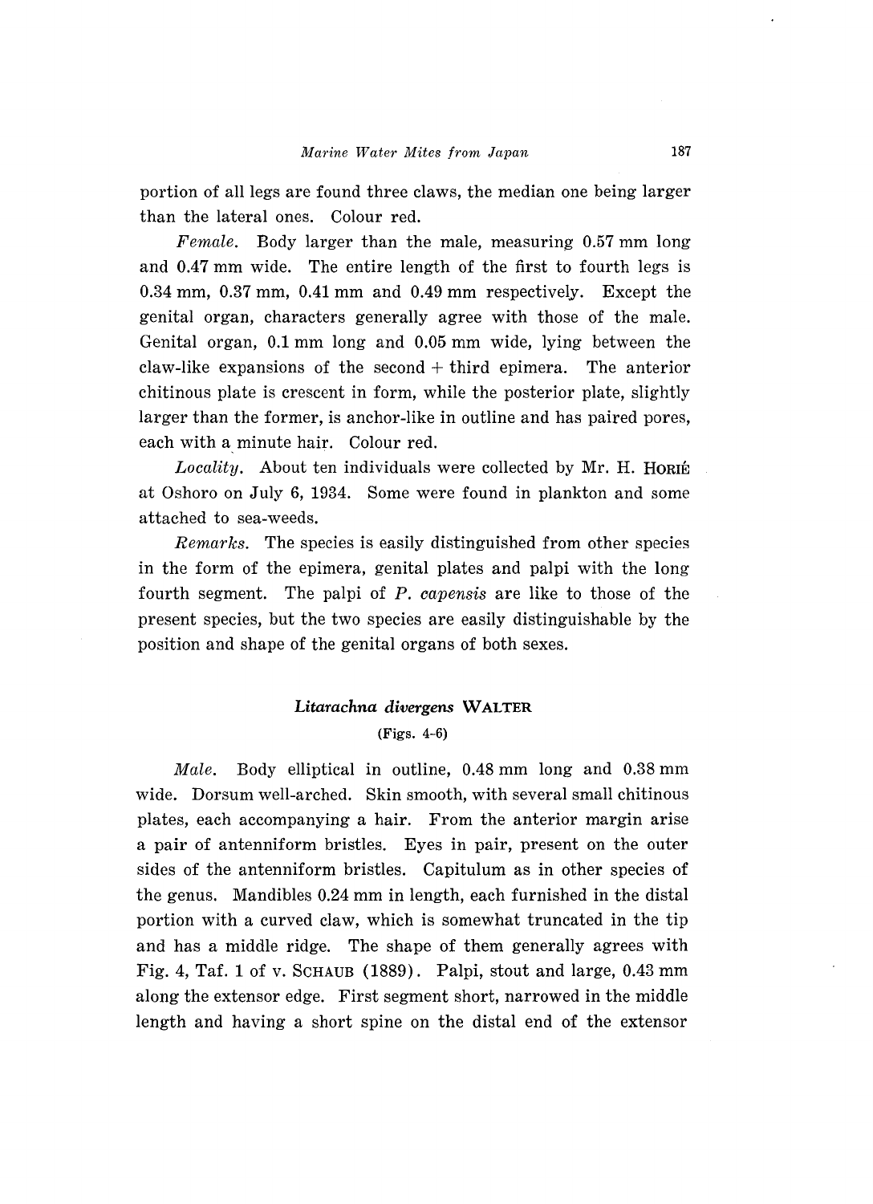portion of all legs are found three claws, the median one being larger than the lateral ones. Colour red.

*Female.* Body larger than the male, measuring 0.57 mm long and 0.47 mm wide. The entire length of the first to fourth legs is 0.34 mm, 0.37 mm, 0.41 mm and 0.49 mm respectively. Except the genital organ, characters generally agree with those of the male. Genital organ, 0.1 mm long and 0.05 mm wide, lying between the claw-like expansions of the second + third epimera. The anterior chitinous plate is crescent in form, while the posterior plate, slightly larger than the former, is anchor-like in outline and has paired pores, each with a minute hair. Colour red.

*Locality.* About ten individuals were collected by Mr. H. HORIÉ at Oshoro on July 6, 1934. Some were found in plankton and some attached to sea-weeds.

*Remarks.* The species is easily distinguished from other species in the form of the epimera, genital plates and palpi with the long fourth segment. The palpi of *P. capensis* are like to those of the present species, but the two species are easily distinguishable by the position and shape of the genital organs of both sexes.

### *Litarachna divergens* WALTER

(Figs. 4-6)

*Male.* Body elliptical in outline, 0.48 mm long and 0.38 mm wide. Dorsum well-arched. Skin smooth, with several small chitinous plates, each accompanying a hair. From the anterior margin arise a pair of antenniform bristles. Eyes in pair, present on the outer sides of the antenniform bristles. Capitulum as in other species of the genus. Mandibles 0.24 mm in length, each furnished in the distal portion with a curved claw, which is somewhat truncated in the tip and has a middle ridge. The shape of them generally agrees with Fig. 4, Taf. 1 of v. SCHAUB (1889). Palpi, stout and large, 0.43 mm along the extensor edge. First segment short, narrowed in the middle length and having a short spine on the distal end of the extensor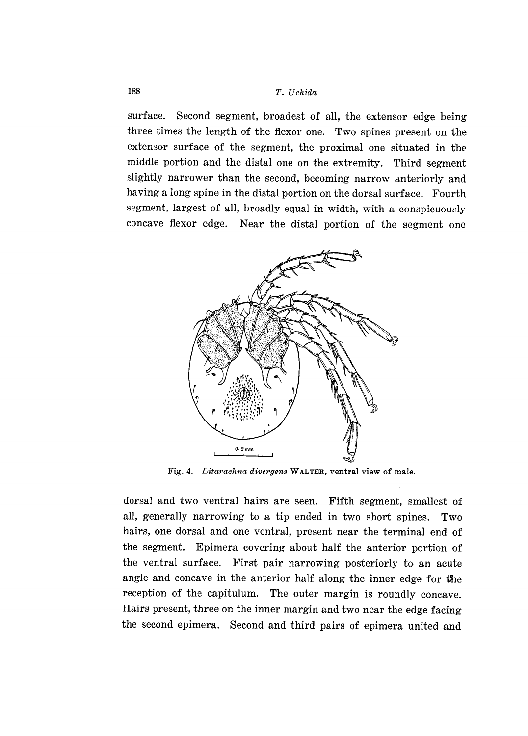surface. Second segment, broadest of all, the extensor edge being three times the length of the flexor one. Two spines present on the extensor surface of the segment, the proximal one situated in the middle portion and the distal one on the extremity. Third segment slightly narrower than the second, becoming narrow anteriorly and having a long spine in the distal portion on the dorsal surface. Fourth segment, largest of all, broadly equal in width, with a conspicuously concave flexor edge. Near the distal portion of the segment one

0.2 mm

Fig. 4. *Litarachna divergens* WALTER, ventral view of male.

dorsal and two ventral hairs are seen. Fifth segment, smallest of all, generally narrowing to a tip ended in two short spines. Two hairs, one dorsal and one ventral, present near the terminal end of the segment. Epimera covering about half the anterior portion of the ventral surface. First pair narrowing posteriorly to an acute angle and concave in the anterior half along the inner edge for the reception of the capitulum. The outer margin is roundly concave. Hairs present, three on the inner margin and two near the edge facing the second epimera. Second and third pairs of epimera united and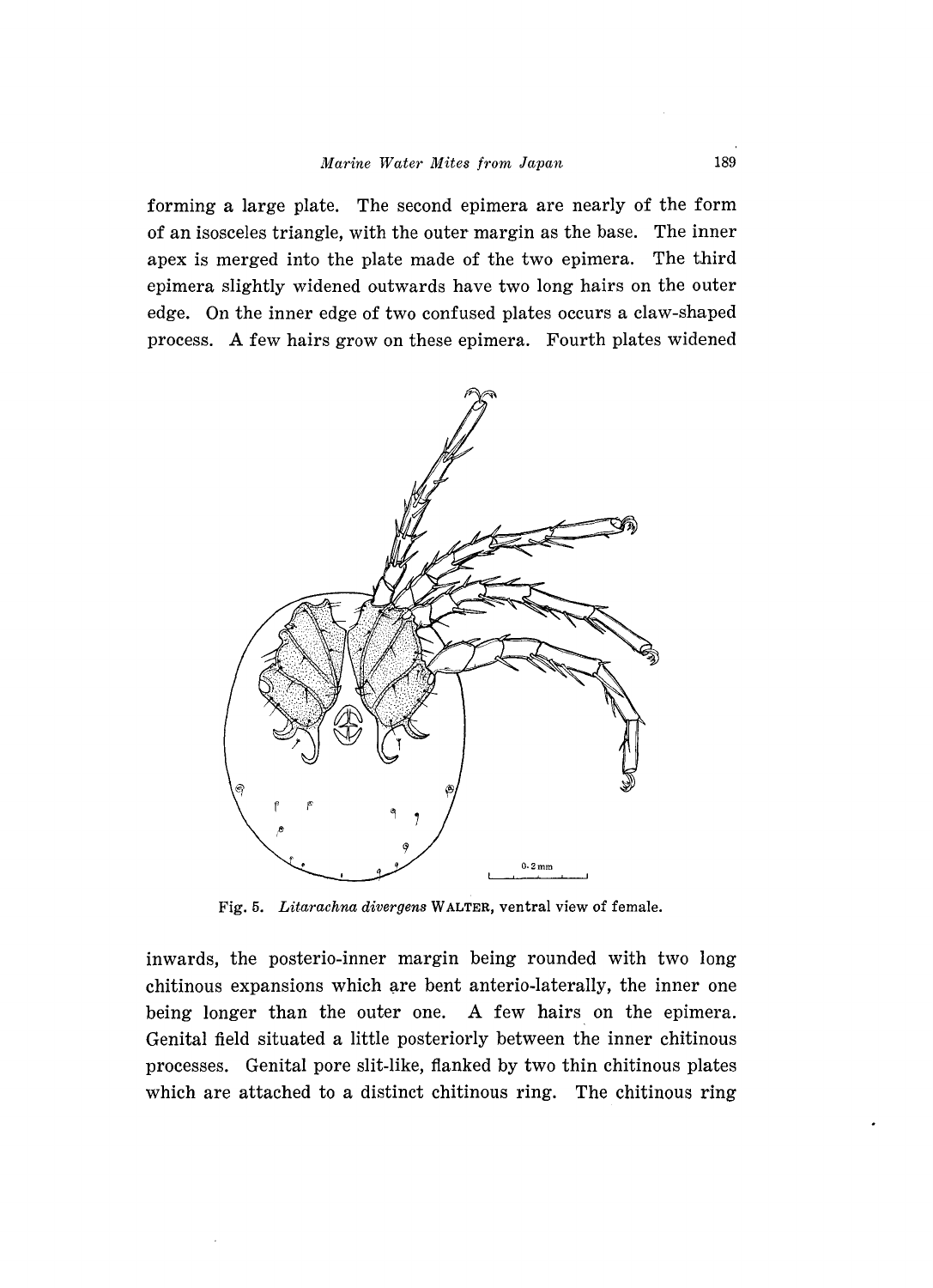forming a large plate. The second epimera are nearly of the form of an isosceles triangle, with the outer margin as the base. The inner apex is merged into the plate made of the two epimera. The third epimera slightly widened outwards have two long hairs on the outer edge. On the inner edge of two confused plates occurs a claw-shaped process. A few hairs grow on these epimera. Fourth plates widened

0.2 mm

Fig. 5. *Litarachna divergens* WALTER, ventral view of female.

inwards, the posterio-inner margin being rounded with two long chitinous expansions which are bent anterio-laterally, the inner one being longer than the outer one. A few hairs on the epimera. Genital field situated a little posteriorly between the inner chitinous processes. Genital pore slit-like, flanked by two thin chitinous plates which are attached to a distinct chitinous ring. The chitinous ring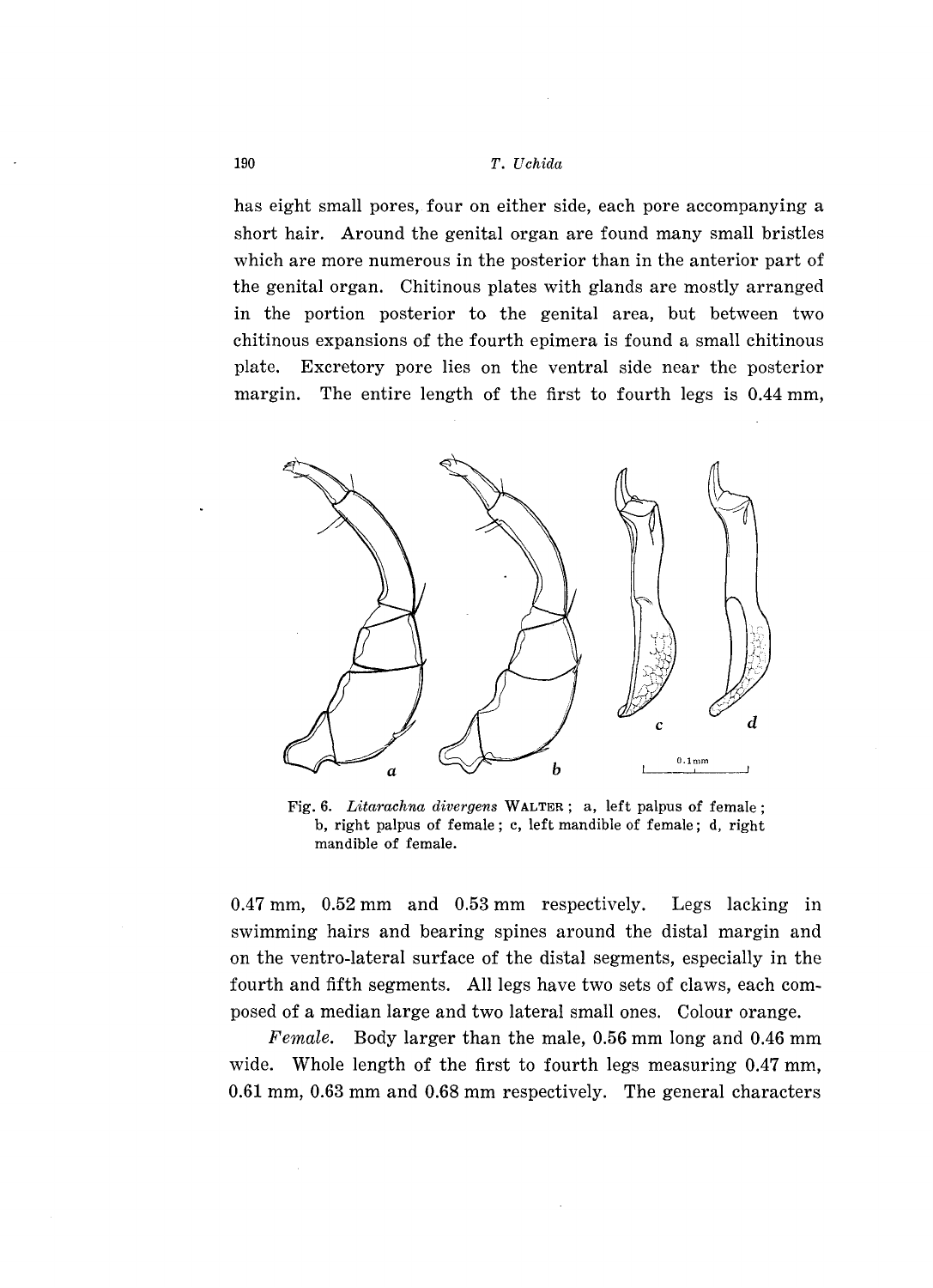has eight small pores, four on either side, each pore accompanying a short hair. Around the genital organ are found many small bristles which are more numerous in the posterior than in the anterior part of the genital organ. Chitinous plates with glands are mostly arranged in the portion posterior to the genital area, but between two chitinous expansions of the fourth epimera is found a small chitinous plate. Excretory pore lies on the ventral side near the posterior margin. The entire length of the first to fourth legs is 0.44 mm,

a
b
c
d
0.1mm

Fig. 6. *Litarachna divergens* WALTER; a, left palpus of female; b, right palpus of female; c, left mandible of female; d, right mandible of female.

0.47 mm, 0.52 mm and 0.53 mm respectively. Legs lacking in swimming hairs and bearing spines around the distal margin and on the ventro-lateral surface of the distal segments, especially in the fourth and fifth segments. All legs have two sets of claws, each composed of a median large and two lateral small ones. Colour orange.

*Female.* Body larger than the male, 0.56 mm long and 0.46 mm wide. Whole length of the first to fourth legs measuring 0.47 mm, 0.61 mm, 0.63 mm and 0.68 mm respectively. The general characters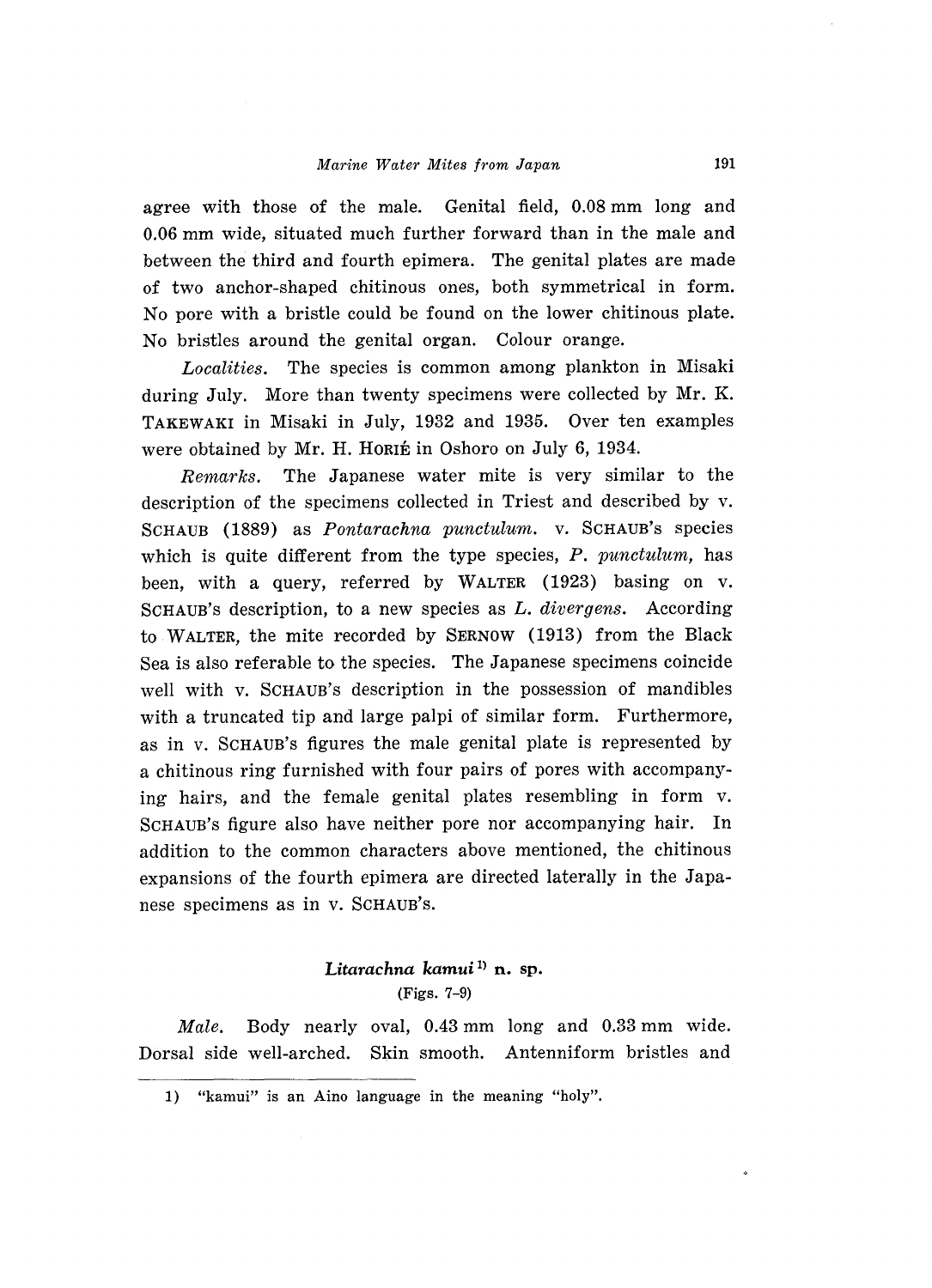agree with those of the male. Genital field, 0.08 mm long and 0.06 mm wide, situated much further forward than in the male and between the third and fourth epimera. The genital plates are made of two anchor-shaped chitinous ones, both symmetrical in form. No pore with a bristle could be found on the lower chitinous plate. No bristles around the genital organ. Colour orange.

*Localities.* The species is common among plankton in Misaki during July. More than twenty specimens were collected by Mr. K. TAKEWAKI in Misaki in July, 1932 and 1935. Over ten examples were obtained by Mr. H. HORIÉ in Oshoro on July 6, 1934.

*Remarks.* The Japanese water mite is very similar to the description of the specimens collected in Triest and described by v. SCHAUB (1889) as *Pontarachna punctulum*. v. SCHAUB's species which is quite different from the type species, *P. punctulum*, has been, with a query, referred by WALTER (1923) basing on v. SCHAUB's description, to a new species as *L. divergens*. According to WALTER, the mite recorded by SERNOW (1913) from the Black Sea is also referable to the species. The Japanese specimens coincide well with v. SCHAUB's description in the possession of mandibles with a truncated tip and large palpi of similar form. Furthermore, as in v. SCHAUB's figures the male genital plate is represented by a chitinous ring furnished with four pairs of pores with accompanying hairs, and the female genital plates resembling in form v. SCHAUB's figure also have neither pore nor accompanying hair. In addition to the common characters above mentioned, the chitinous expansions of the fourth epimera are directed laterally in the Japanese specimens as in v. SCHAUB's.

### *Litarachna kamui*[1] n. sp.

(Figs. 7–9)

*Male.* Body nearly oval, 0.43 mm long and 0.33 mm wide. Dorsal side well-arched. Skin smooth. Antenniform bristles and

1) "kamui" is an Aino language in the meaning "holy".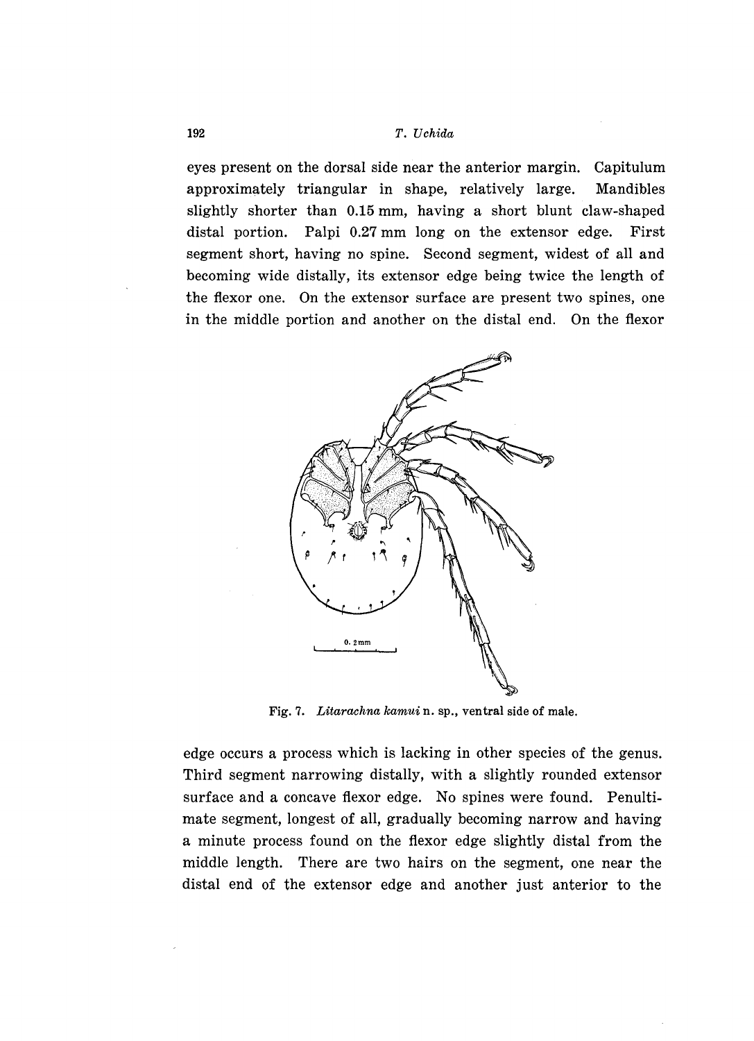eyes present on the dorsal side near the anterior margin. Capitulum approximately triangular in shape, relatively large. Mandibles slightly shorter than 0.15 mm, having a short blunt claw-shaped distal portion. Palpi 0.27 mm long on the extensor edge. First segment short, having no spine. Second segment, widest of all and becoming wide distally, its extensor edge being twice the length of the flexor one. On the extensor surface are present two spines, one in the middle portion and another on the distal end. On the flexor

0. 2 mm

Fig. 7. *Litarachna kamui* n. sp., ventral side of male.

edge occurs a process which is lacking in other species of the genus. Third segment narrowing distally, with a slightly rounded extensor surface and a concave flexor edge. No spines were found. Penultimate segment, longest of all, gradually becoming narrow and having a minute process found on the flexor edge slightly distal from the middle length. There are two hairs on the segment, one near the distal end of the extensor edge and another just anterior to the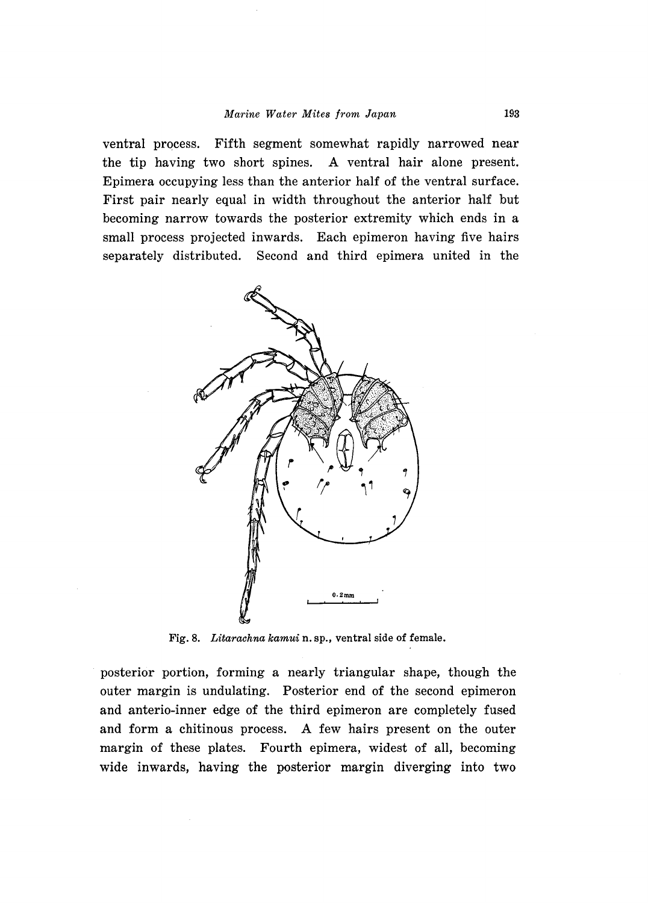ventral process. Fifth segment somewhat rapidly narrowed near the tip having two short spines. A ventral hair alone present. Epimera occupying less than the anterior half of the ventral surface. First pair nearly equal in width throughout the anterior half but becoming narrow towards the posterior extremity which ends in a small process projected inwards. Each epimeron having five hairs separately distributed. Second and third epimera united in the

0.2mm

Fig. 8. *Litarachna kamui* n. sp., ventral side of female.

posterior portion, forming a nearly triangular shape, though the outer margin is undulating. Posterior end of the second epimeron and anterio-inner edge of the third epimeron are completely fused and form a chitinous process. A few hairs present on the outer margin of these plates. Fourth epimera, widest of all, becoming wide inwards, having the posterior margin diverging into two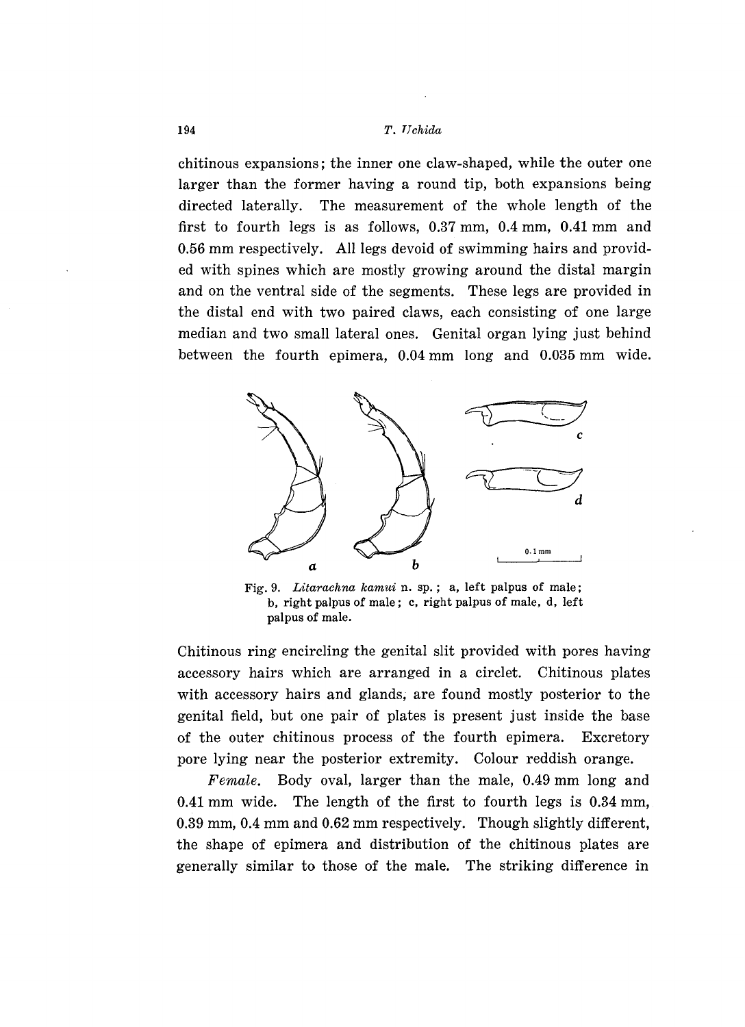chitinous expansions; the inner one claw-shaped, while the outer one larger than the former having a round tip, both expansions being directed laterally. The measurement of the whole length of the first to fourth legs is as follows, 0.37 mm, 0.4 mm, 0.41 mm and 0.56 mm respectively. All legs devoid of swimming hairs and provided with spines which are mostly growing around the distal margin and on the ventral side of the segments. These legs are provided in the distal end with two paired claws, each consisting of one large median and two small lateral ones. Genital organ lying just behind between the fourth epimera, 0.04 mm long and 0.035 mm wide.

Fig. 9. *Litarachna kamui* n. sp.; a, left palpus of male; b, right palpus of male; c, right palpus of male, d, left palpus of male.

Chitinous ring encircling the genital slit provided with pores having accessory hairs which are arranged in a circlet. Chitinous plates with accessory hairs and glands, are found mostly posterior to the genital field, but one pair of plates is present just inside the base of the outer chitinous process of the fourth epimera. Excretory pore lying near the posterior extremity. Colour reddish orange.

*Female.* Body oval, larger than the male, 0.49 mm long and 0.41 mm wide. The length of the first to fourth legs is 0.34 mm, 0.39 mm, 0.4 mm and 0.62 mm respectively. Though slightly different, the shape of epimera and distribution of the chitinous plates are generally similar to those of the male. The striking difference in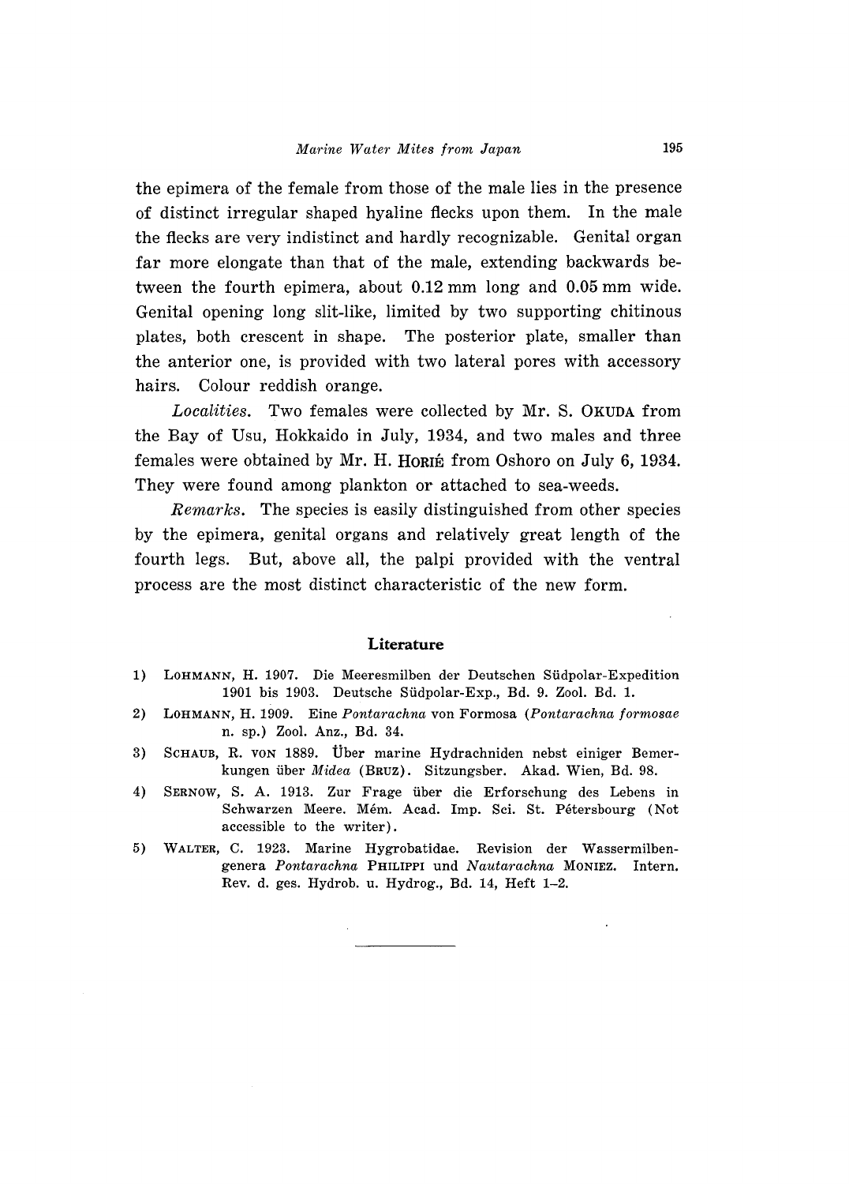the epimera of the female from those of the male lies in the presence of distinct irregular shaped hyaline flecks upon them. In the male the flecks are very indistinct and hardly recognizable. Genital organ far more elongate than that of the male, extending backwards between the fourth epimera, about 0.12 mm long and 0.05 mm wide. Genital opening long slit-like, limited by two supporting chitinous plates, both crescent in shape. The posterior plate, smaller than the anterior one, is provided with two lateral pores with accessory hairs. Colour reddish orange.

*Localities.* Two females were collected by Mr. S. OKUDA from the Bay of Usu, Hokkaido in July, 1934, and two males and three females were obtained by Mr. H. HORIÉ from Oshoro on July 6, 1934. They were found among plankton or attached to sea-weeds.

*Remarks.* The species is easily distinguished from other species by the epimera, genital organs and relatively great length of the fourth legs. But, above all, the palpi provided with the ventral process are the most distinct characteristic of the new form.

## Literature

1) LOHMANN, H. 1907. Die Meeresmilben der Deutschen Südpolar-Expedition 1901 bis 1903. Deutsche Südpolar-Exp., Bd. 9. Zool. Bd. 1.

2) LOHMANN, H. 1909. Eine *Pontarachna* von Formosa (*Pontarachna formosae* n. sp.) Zool. Anz., Bd. 34.

3) SCHAUB, R. VON 1889. Über marine Hydrachniden nebst einiger Bemerkungen über *Midea* (BRUZ). Sitzungsber. Akad. Wien, Bd. 98.

4) SERNOW, S. A. 1913. Zur Frage über die Erforschung des Lebens in Schwarzen Meere. Mém. Acad. Imp. Sci. St. Pétersbourg (Not accessible to the writer).

5) WALTER, C. 1923. Marine Hygrobatidae. Revision der Wassermilbengenera *Pontarachna* PHILIPPI und *Nautarachna* MONIEZ. Intern. Rev. d. ges. Hydrob. u. Hydrog., Bd. 14, Heft 1–2.